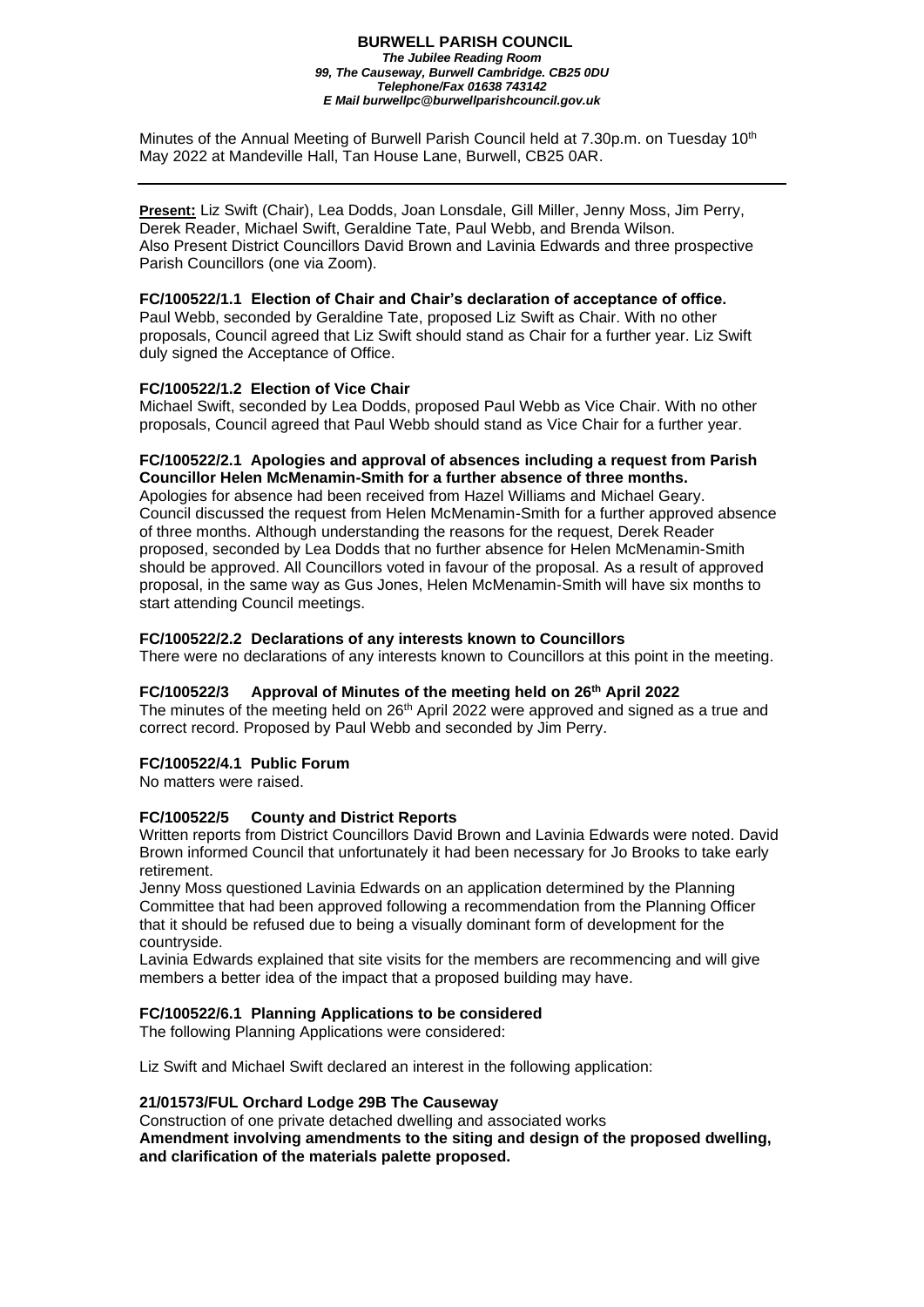**BURWELL PARISH COUNCIL**
*The Jubilee Reading Room*
*99, The Causeway, Burwell Cambridge. CB25 0DU*
*Telephone/Fax 01638 743142*
*E Mail burwellpc@burwellparishcouncil.gov.uk*

Minutes of the Annual Meeting of Burwell Parish Council held at 7.30p.m. on Tuesday 10th May 2022 at Mandeville Hall, Tan House Lane, Burwell, CB25 0AR.

---

**Present:** Liz Swift (Chair), Lea Dodds, Joan Lonsdale, Gill Miller, Jenny Moss, Jim Perry, Derek Reader, Michael Swift, Geraldine Tate, Paul Webb, and Brenda Wilson. Also Present District Councillors David Brown and Lavinia Edwards and three prospective Parish Councillors (one via Zoom).

**FC/100522/1.1 Election of Chair and Chair's declaration of acceptance of office.**
Paul Webb, seconded by Geraldine Tate, proposed Liz Swift as Chair. With no other proposals, Council agreed that Liz Swift should stand as Chair for a further year. Liz Swift duly signed the Acceptance of Office.

**FC/100522/1.2 Election of Vice Chair**
Michael Swift, seconded by Lea Dodds, proposed Paul Webb as Vice Chair. With no other proposals, Council agreed that Paul Webb should stand as Vice Chair for a further year.

**FC/100522/2.1 Apologies and approval of absences including a request from Parish Councillor Helen McMenamin-Smith for a further absence of three months.**
Apologies for absence had been received from Hazel Williams and Michael Geary. Council discussed the request from Helen McMenamin-Smith for a further approved absence of three months. Although understanding the reasons for the request, Derek Reader proposed, seconded by Lea Dodds that no further absence for Helen McMenamin-Smith should be approved. All Councillors voted in favour of the proposal. As a result of approved proposal, in the same way as Gus Jones, Helen McMenamin-Smith will have six months to start attending Council meetings.

**FC/100522/2.2 Declarations of any interests known to Councillors**
There were no declarations of any interests known to Councillors at this point in the meeting.

**FC/100522/3 Approval of Minutes of the meeting held on 26th April 2022**
The minutes of the meeting held on 26th April 2022 were approved and signed as a true and correct record. Proposed by Paul Webb and seconded by Jim Perry.

**FC/100522/4.1 Public Forum**
No matters were raised.

**FC/100522/5 County and District Reports**
Written reports from District Councillors David Brown and Lavinia Edwards were noted. David Brown informed Council that unfortunately it had been necessary for Jo Brooks to take early retirement.
Jenny Moss questioned Lavinia Edwards on an application determined by the Planning Committee that had been approved following a recommendation from the Planning Officer that it should be refused due to being a visually dominant form of development for the countryside.
Lavinia Edwards explained that site visits for the members are recommencing and will give members a better idea of the impact that a proposed building may have.

**FC/100522/6.1 Planning Applications to be considered**
The following Planning Applications were considered:

Liz Swift and Michael Swift declared an interest in the following application:

**21/01573/FUL Orchard Lodge 29B The Causeway**
Construction of one private detached dwelling and associated works
**Amendment involving amendments to the siting and design of the proposed dwelling, and clarification of the materials palette proposed.**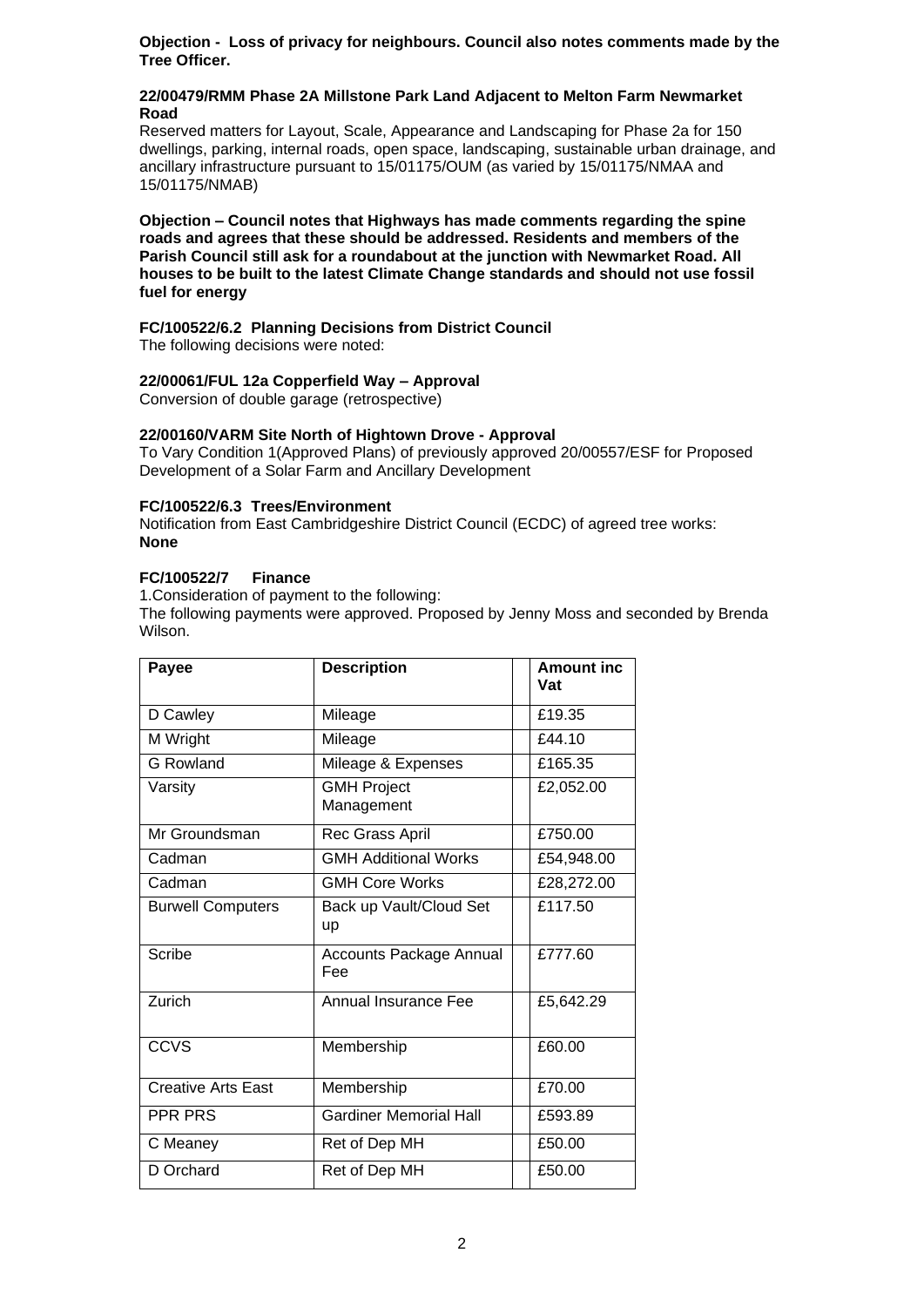**Objection - Loss of privacy for neighbours. Council also notes comments made by the Tree Officer.**

**22/00479/RMM Phase 2A Millstone Park Land Adjacent to Melton Farm Newmarket Road**

Reserved matters for Layout, Scale, Appearance and Landscaping for Phase 2a for 150 dwellings, parking, internal roads, open space, landscaping, sustainable urban drainage, and ancillary infrastructure pursuant to 15/01175/OUM (as varied by 15/01175/NMAA and 15/01175/NMAB)

**Objection – Council notes that Highways has made comments regarding the spine roads and agrees that these should be addressed. Residents and members of the Parish Council still ask for a roundabout at the junction with Newmarket Road. All houses to be built to the latest Climate Change standards and should not use fossil fuel for energy**

**FC/100522/6.2 Planning Decisions from District Council**

The following decisions were noted:

**22/00061/FUL 12a Copperfield Way – Approval**

Conversion of double garage (retrospective)

**22/00160/VARM Site North of Hightown Drove - Approval**

To Vary Condition 1(Approved Plans) of previously approved 20/00557/ESF for Proposed Development of a Solar Farm and Ancillary Development

**FC/100522/6.3 Trees/Environment**

Notification from East Cambridgeshire District Council (ECDC) of agreed tree works: **None**

**FC/100522/7 Finance**

1.Consideration of payment to the following:

The following payments were approved. Proposed by Jenny Moss and seconded by Brenda Wilson.

| Payee | Description | | Amount inc Vat |
|---|---|---|---|
| D Cawley | Mileage | | £19.35 |
| M Wright | Mileage | | £44.10 |
| G Rowland | Mileage & Expenses | | £165.35 |
| Varsity | GMH Project Management | | £2,052.00 |
| Mr Groundsman | Rec Grass April | | £750.00 |
| Cadman | GMH Additional Works | | £54,948.00 |
| Cadman | GMH Core Works | | £28,272.00 |
| Burwell Computers | Back up Vault/Cloud Set up | | £117.50 |
| Scribe | Accounts Package Annual Fee | | £777.60 |
| Zurich | Annual Insurance Fee | | £5,642.29 |
| CCVS | Membership | | £60.00 |
| Creative Arts East | Membership | | £70.00 |
| PPR PRS | Gardiner Memorial Hall | | £593.89 |
| C Meaney | Ret of Dep MH | | £50.00 |
| D Orchard | Ret of Dep MH | | £50.00 |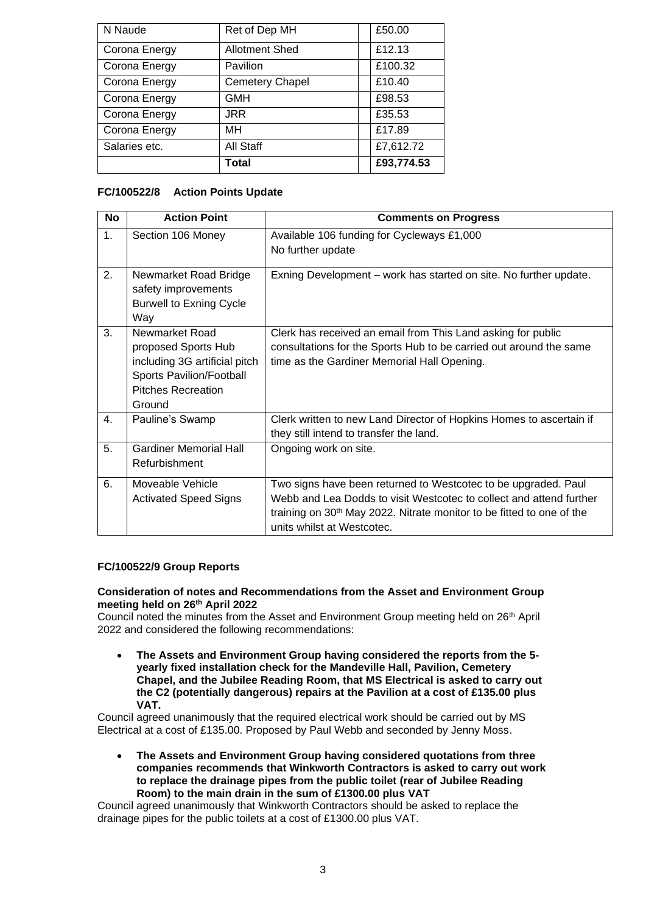| N Naude | Ret of Dep MH | | £50.00 |
|---|---|---|---|
| Corona Energy | Allotment Shed | | £12.13 |
| Corona Energy | Pavilion | | £100.32 |
| Corona Energy | Cemetery Chapel | | £10.40 |
| Corona Energy | GMH | | £98.53 |
| Corona Energy | JRR | | £35.53 |
| Corona Energy | MH | | £17.89 |
| Salaries etc. | All Staff | | £7,612.72 |
| | **Total** | | **£93,774.53** |

**FC/100522/8 Action Points Update**

| No | Action Point | Comments on Progress |
|---|---|---|
| 1. | Section 106 Money | Available 106 funding for Cycleways £1,000<br>No further update |
| 2. | Newmarket Road Bridge safety improvements Burwell to Exning Cycle Way | Exning Development – work has started on site. No further update. |
| 3. | Newmarket Road proposed Sports Hub including 3G artificial pitch Sports Pavilion/Football Pitches Recreation Ground | Clerk has received an email from This Land asking for public consultations for the Sports Hub to be carried out around the same time as the Gardiner Memorial Hall Opening. |
| 4. | Pauline's Swamp | Clerk written to new Land Director of Hopkins Homes to ascertain if they still intend to transfer the land. |
| 5. | Gardiner Memorial Hall Refurbishment | Ongoing work on site. |
| 6. | Moveable Vehicle Activated Speed Signs | Two signs have been returned to Westcotec to be upgraded. Paul Webb and Lea Dodds to visit Westcotec to collect and attend further training on 30th May 2022. Nitrate monitor to be fitted to one of the units whilst at Westcotec. |

**FC/100522/9 Group Reports**

**Consideration of notes and Recommendations from the Asset and Environment Group meeting held on 26th April 2022**

Council noted the minutes from the Asset and Environment Group meeting held on 26th April 2022 and considered the following recommendations:

- **The Assets and Environment Group having considered the reports from the 5-yearly fixed installation check for the Mandeville Hall, Pavilion, Cemetery Chapel, and the Jubilee Reading Room, that MS Electrical is asked to carry out the C2 (potentially dangerous) repairs at the Pavilion at a cost of £135.00 plus VAT.**

Council agreed unanimously that the required electrical work should be carried out by MS Electrical at a cost of £135.00. Proposed by Paul Webb and seconded by Jenny Moss.

- **The Assets and Environment Group having considered quotations from three companies recommends that Winkworth Contractors is asked to carry out work to replace the drainage pipes from the public toilet (rear of Jubilee Reading Room) to the main drain in the sum of £1300.00 plus VAT**

Council agreed unanimously that Winkworth Contractors should be asked to replace the drainage pipes for the public toilets at a cost of £1300.00 plus VAT.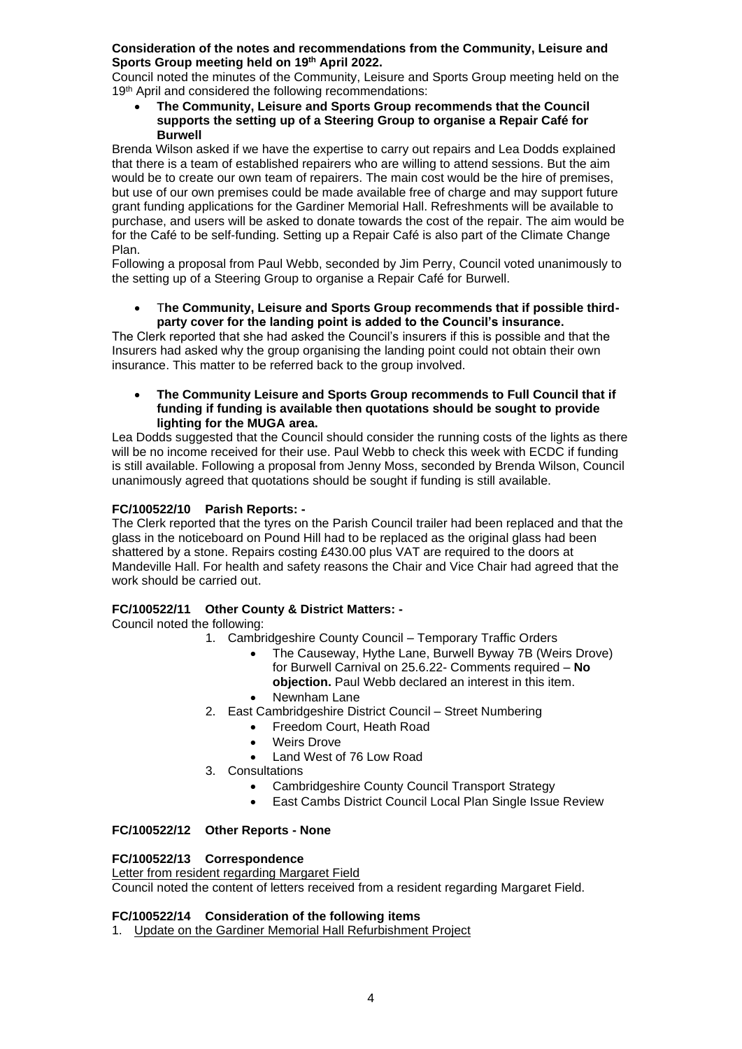**Consideration of the notes and recommendations from the Community, Leisure and Sports Group meeting held on 19th April 2022.**

Council noted the minutes of the Community, Leisure and Sports Group meeting held on the 19th April and considered the following recommendations:

- **The Community, Leisure and Sports Group recommends that the Council supports the setting up of a Steering Group to organise a Repair Café for Burwell**

Brenda Wilson asked if we have the expertise to carry out repairs and Lea Dodds explained that there is a team of established repairers who are willing to attend sessions. But the aim would be to create our own team of repairers. The main cost would be the hire of premises, but use of our own premises could be made available free of charge and may support future grant funding applications for the Gardiner Memorial Hall. Refreshments will be available to purchase, and users will be asked to donate towards the cost of the repair. The aim would be for the Café to be self-funding. Setting up a Repair Café is also part of the Climate Change Plan.

Following a proposal from Paul Webb, seconded by Jim Perry, Council voted unanimously to the setting up of a Steering Group to organise a Repair Café for Burwell.

- T**he Community, Leisure and Sports Group recommends that if possible third-party cover for the landing point is added to the Council's insurance.**

The Clerk reported that she had asked the Council's insurers if this is possible and that the Insurers had asked why the group organising the landing point could not obtain their own insurance. This matter to be referred back to the group involved.

- **The Community Leisure and Sports Group recommends to Full Council that if funding if funding is available then quotations should be sought to provide lighting for the MUGA area.**

Lea Dodds suggested that the Council should consider the running costs of the lights as there will be no income received for their use. Paul Webb to check this week with ECDC if funding is still available. Following a proposal from Jenny Moss, seconded by Brenda Wilson, Council unanimously agreed that quotations should be sought if funding is still available.

**FC/100522/10 Parish Reports: -**

The Clerk reported that the tyres on the Parish Council trailer had been replaced and that the glass in the noticeboard on Pound Hill had to be replaced as the original glass had been shattered by a stone. Repairs costing £430.00 plus VAT are required to the doors at Mandeville Hall. For health and safety reasons the Chair and Vice Chair had agreed that the work should be carried out.

**FC/100522/11 Other County & District Matters: -**

Council noted the following:

1. Cambridgeshire County Council – Temporary Traffic Orders
   - The Causeway, Hythe Lane, Burwell Byway 7B (Weirs Drove) for Burwell Carnival on 25.6.22- Comments required – **No objection.** Paul Webb declared an interest in this item.
   - Newnham Lane
2. East Cambridgeshire District Council – Street Numbering
   - Freedom Court, Heath Road
   - Weirs Drove
   - Land West of 76 Low Road
3. Consultations
   - Cambridgeshire County Council Transport Strategy
   - East Cambs District Council Local Plan Single Issue Review

**FC/100522/12 Other Reports - None**

**FC/100522/13 Correspondence**

Letter from resident regarding Margaret Field

Council noted the content of letters received from a resident regarding Margaret Field.

**FC/100522/14 Consideration of the following items**

1. Update on the Gardiner Memorial Hall Refurbishment Project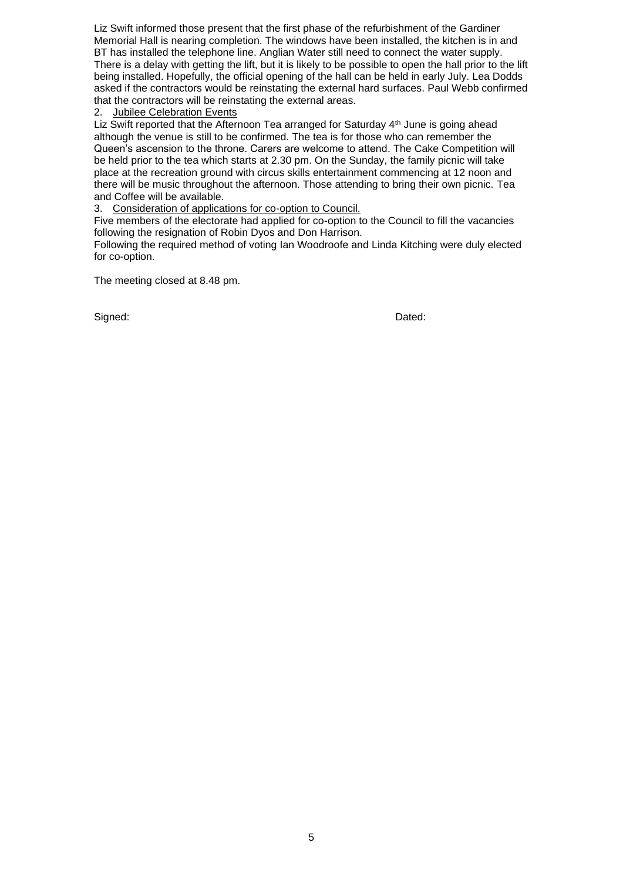Liz Swift informed those present that the first phase of the refurbishment of the Gardiner Memorial Hall is nearing completion. The windows have been installed, the kitchen is in and BT has installed the telephone line. Anglian Water still need to connect the water supply. There is a delay with getting the lift, but it is likely to be possible to open the hall prior to the lift being installed. Hopefully, the official opening of the hall can be held in early July. Lea Dodds asked if the contractors would be reinstating the external hard surfaces. Paul Webb confirmed that the contractors will be reinstating the external areas.

2. <u>Jubilee Celebration Events</u>

Liz Swift reported that the Afternoon Tea arranged for Saturday 4th June is going ahead although the venue is still to be confirmed. The tea is for those who can remember the Queen's ascension to the throne. Carers are welcome to attend. The Cake Competition will be held prior to the tea which starts at 2.30 pm. On the Sunday, the family picnic will take place at the recreation ground with circus skills entertainment commencing at 12 noon and there will be music throughout the afternoon. Those attending to bring their own picnic. Tea and Coffee will be available.

3. <u>Consideration of applications for co-option to Council.</u>

Five members of the electorate had applied for co-option to the Council to fill the vacancies following the resignation of Robin Dyos and Don Harrison.

Following the required method of voting Ian Woodroofe and Linda Kitching were duly elected for co-option.

The meeting closed at 8.48 pm.

Signed: Dated: